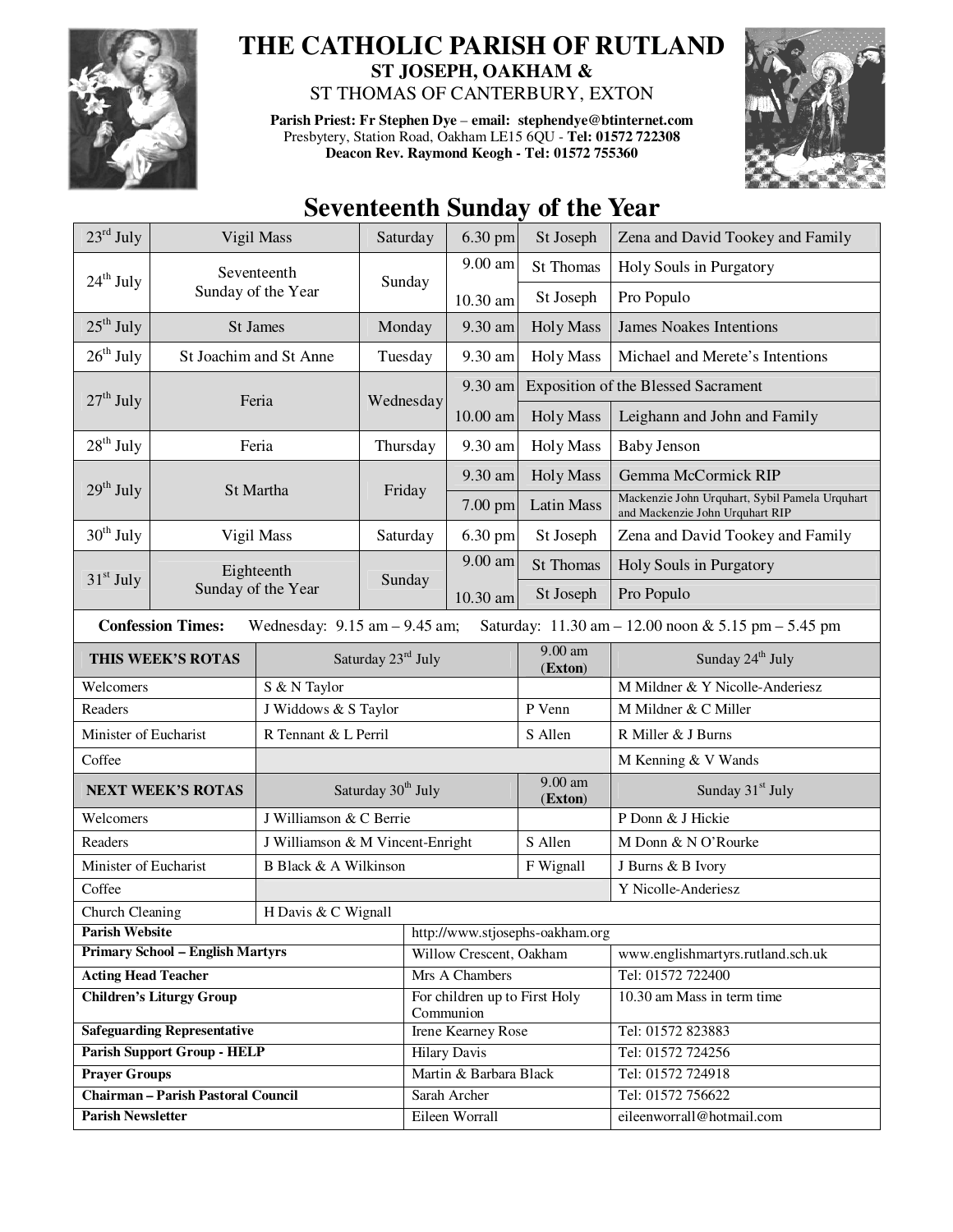# THE CATHOLIC PARISH OF RUTLAND

**ST JOSEPH, OAKHAM &**

ST THOMAS OF CANTERBURY, EXTON

**Parish Priest: Fr Stephen Dye – email: stephendye@btinternet.com**
Presbytery, Station Road, Oakham LE15 6QU - **Tel: 01572 722308**
**Deacon Rev. Raymond Keogh - Tel: 01572 755360**

## Seventeenth Sunday of the Year

| Date | Feast | Day | Time | Place/Mass | Intention |
|---|---|---|---|---|---|
| 23rd July | Vigil Mass | Saturday | 6.30 pm | St Joseph | Zena and David Tookey and Family |
| 24th July | Seventeenth Sunday of the Year | Sunday | 9.00 am | St Thomas | Holy Souls in Purgatory |
| | | | 10.30 am | St Joseph | Pro Populo |
| 25th July | St James | Monday | 9.30 am | Holy Mass | James Noakes Intentions |
| 26th July | St Joachim and St Anne | Tuesday | 9.30 am | Holy Mass | Michael and Merete's Intentions |
| 27th July | Feria | Wednesday | 9.30 am | Exposition of the Blessed Sacrament | |
| | | | 10.00 am | Holy Mass | Leighann and John and Family |
| 28th July | Feria | Thursday | 9.30 am | Holy Mass | Baby Jenson |
| 29th July | St Martha | Friday | 9.30 am | Holy Mass | Gemma McCormick RIP |
| | | | 7.00 pm | Latin Mass | Mackenzie John Urquhart, Sybil Pamela Urquhart and Mackenzie John Urquhart RIP |
| 30th July | Vigil Mass | Saturday | 6.30 pm | St Joseph | Zena and David Tookey and Family |
| 31st July | Eighteenth Sunday of the Year | Sunday | 9.00 am | St Thomas | Holy Souls in Purgatory |
| | | | 10.30 am | St Joseph | Pro Populo |

**Confession Times:** Wednesday: 9.15 am – 9.45 am; Saturday: 11.30 am – 12.00 noon & 5.15 pm – 5.45 pm

| THIS WEEK'S ROTAS | Saturday 23rd July | 9.00 am (Exton) | Sunday 24th July |
|---|---|---|---|
| Welcomers | S & N Taylor | | M Mildner & Y Nicolle-Anderiesz |
| Readers | J Widdows & S Taylor | P Venn | M Mildner & C Miller |
| Minister of Eucharist | R Tennant & L Perril | S Allen | R Miller & J Burns |
| Coffee | | | M Kenning & V Wands |
| **NEXT WEEK'S ROTAS** | **Saturday 30th July** | **9.00 am (Exton)** | **Sunday 31st July** |
| Welcomers | J Williamson & C Berrie | | P Donn & J Hickie |
| Readers | J Williamson & M Vincent-Enright | S Allen | M Donn & N O'Rourke |
| Minister of Eucharist | B Black & A Wilkinson | F Wignall | J Burns & B Ivory |
| Coffee | | | Y Nicolle-Anderiesz |
| Church Cleaning | H Davis & C Wignall | | |

| | | |
|---|---|---|
| **Parish Website** | http://www.stjosephs-oakham.org | |
| **Primary School – English Martyrs** | Willow Crescent, Oakham | www.englishmartyrs.rutland.sch.uk |
| **Acting Head Teacher** | Mrs A Chambers | Tel: 01572 722400 |
| **Children's Liturgy Group** | For children up to First Holy Communion | 10.30 am Mass in term time |
| **Safeguarding Representative** | Irene Kearney Rose | Tel: 01572 823883 |
| **Parish Support Group - HELP** | Hilary Davis | Tel: 01572 724256 |
| **Prayer Groups** | Martin & Barbara Black | Tel: 01572 724918 |
| **Chairman – Parish Pastoral Council** | Sarah Archer | Tel: 01572 756622 |
| **Parish Newsletter** | Eileen Worrall | eileenworrall@hotmail.com |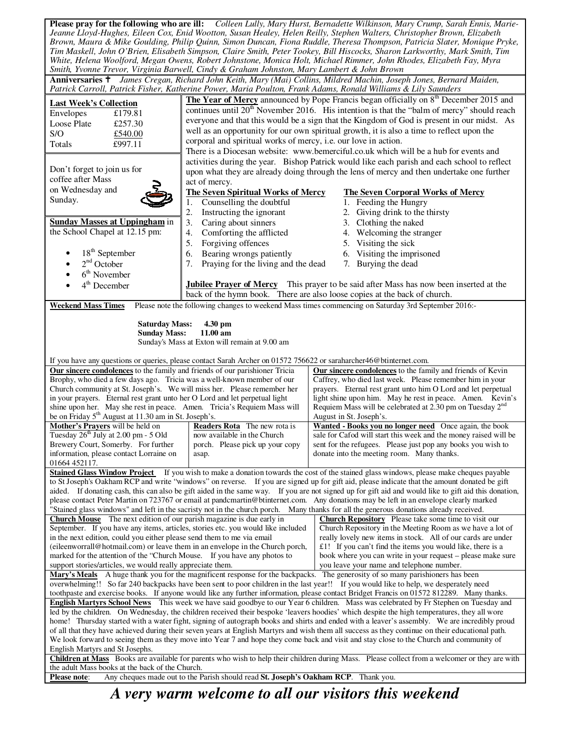**Please pray for the following who are ill:** *Colleen Lully, Mary Hurst, Bernadette Wilkinson, Mary Crump, Sarah Ennis, Marie-Jeanne Lloyd-Hughes, Eileen Cox, Enid Wootton, Susan Healey, Helen Reilly, Stephen Walters, Christopher Brown, Elizabeth Brown, Maura & Mike Goulding, Philip Quinn, Simon Duncan, Fiona Ruddle, Theresa Thompson, Patricia Slater, Monique Pryke, Tim Maskell, John O'Brien, Elisabeth Simpson, Claire Smith, Peter Tookey, Bill Hiscocks, Sharon Larkworthy, Mark Smith, Tim White, Helena Woolford, Megan Owens, Robert Johnstone, Monica Holt, Michael Rimmer, John Rhodes, Elizabeth Fay, Myra Smith, Yvonne Trevor, Virginia Barwell, Cindy & Graham Johnston, Mary Lambert & John Brown*

**Anniversaries ✝** *James Cregan, Richard John Keith, Mary (Mai) Collins, Mildred Machin, Joseph Jones, Bernard Maiden, Patrick Carroll, Patrick Fisher, Katherine Power, Maria Poulton, Frank Adams, Ronald Williams & Lily Saunders*

**Last Week's Collection**

| | |
|---|---|
| Envelopes | £179.81 |
| Loose Plate | £257.30 |
| S/O | £540.00 |
| Totals | £997.11 |

Don't forget to join us for coffee after Mass on Wednesday and Sunday.

**Sunday Masses at Uppingham** in the School Chapel at 12.15 pm:

- 18th September
- 2nd October
- 6th November
- 4th December

**The Year of Mercy** announced by Pope Francis began officially on 8th December 2015 and continues until 20th November 2016. His intention is that the "balm of mercy" should reach everyone and that this would be a sign that the Kingdom of God is present in our midst. As well as an opportunity for our own spiritual growth, it is also a time to reflect upon the corporal and spiritual works of mercy, i.e. our love in action.

There is a Diocesan website: www.bemerciful.co.uk which will be a hub for events and activities during the year. Bishop Patrick would like each parish and each school to reflect upon what they are already doing through the lens of mercy and then undertake one further act of mercy.

**The Seven Spiritual Works of Mercy**

1. Counselling the doubtful
2. Instructing the ignorant
3. Caring about sinners
4. Comforting the afflicted
5. Forgiving offences
6. Bearing wrongs patiently
7. Praying for the living and the dead

**The Seven Corporal Works of Mercy**

1. Feeding the Hungry
2. Giving drink to the thirsty
3. Clothing the naked
4. Welcoming the stranger
5. Visiting the sick
6. Visiting the imprisoned
7. Burying the dead

**Jubilee Prayer of Mercy** This prayer to be said after Mass has now been inserted at the back of the hymn book. There are also loose copies at the back of church.

**Weekend Mass Times** Please note the following changes to weekend Mass times commencing on Saturday 3rd September 2016:-

**Saturday Mass: 4.30 pm**
**Sunday Mass: 11.00 am**
Sunday's Mass at Exton will remain at 9.00 am

If you have any questions or queries, please contact Sarah Archer on 01572 756622 or saraharcher46@btinternet.com.

**Our sincere condolences** to the family and friends of our parishioner Tricia Brophy, who died a few days ago. Tricia was a well-known member of our Church community at St. Joseph's. We will miss her. Please remember her in your prayers. Eternal rest grant unto her O Lord and let perpetual light shine upon her. May she rest in peace. Amen. Tricia's Requiem Mass will be on Friday 5th August at 11.30 am in St. Joseph's.

**Our sincere condolences** to the family and friends of Kevin Caffrey, who died last week. Please remember him in your prayers. Eternal rest grant unto him O Lord and let perpetual light shine upon him. May he rest in peace. Amen. Kevin's Requiem Mass will be celebrated at 2.30 pm on Tuesday 2nd August in St. Joseph's.

**Mother's Prayers** will be held on Tuesday 26th July at 2.00 pm - 5 Old Brewery Court, Somerby. For further information, please contact Lorraine on 01664 452117.

**Readers Rota** The new rota is now available in the Church porch. Please pick up your copy asap.

**Wanted - Books you no longer need** Once again, the book sale for Cafod will start this week and the money raised will be sent for the refugees. Please just pop any books you wish to donate into the meeting room. Many thanks.

**Stained Glass Window Project** If you wish to make a donation towards the cost of the stained glass windows, please make cheques payable to St Joseph's Oakham RCP and write "windows" on reverse. If you are signed up for gift aid, please indicate that the amount donated be gift aided. If donating cash, this can also be gift aided in the same way. If you are not signed up for gift aid and would like to gift aid this donation, please contact Peter Martin on 723767 or email at pandcmartin@btinternet.com. Any donations may be left in an envelope clearly marked "Stained glass windows" and left in the sacristy not in the church porch. Many thanks for all the generous donations already received.

**Church Mouse** The next edition of our parish magazine is due early in September. If you have any items, articles, stories etc. you would like included in the next edition, could you either please send them to me via email (eileenworrall@hotmail.com) or leave them in an envelope in the Church porch, marked for the attention of the "Church Mouse. If you have any photos to support stories/articles, we would really appreciate them.

**Church Repository** Please take some time to visit our Church Repository in the Meeting Room as we have a lot of really lovely new items in stock. All of our cards are under £1! If you can't find the items you would like, there is a book where you can write in your request – please make sure you leave your name and telephone number.

**Mary's Meals** A huge thank you for the magnificent response for the backpacks. The generosity of so many parishioners has been overwhelming!! So far 240 backpacks have been sent to poor children in the last year!! If you would like to help, we desperately need toothpaste and exercise books. If anyone would like any further information, please contact Bridget Francis on 01572 812289. Many thanks.

**English Martyrs School News** This week we have said goodbye to our Year 6 children. Mass was celebrated by Fr Stephen on Tuesday and led by the children. On Wednesday, the children received their bespoke 'leavers hoodies' which despite the high temperatures, they all wore home! Thursday started with a water fight, signing of autograph books and shirts and ended with a leaver's assembly. We are incredibly proud of all that they have achieved during their seven years at English Martyrs and wish them all success as they continue on their educational path. We look forward to seeing them as they move into Year 7 and hope they come back and visit and stay close to the Church and community of English Martyrs and St Josephs.

**Children at Mass** Books are available for parents who wish to help their children during Mass. Please collect from a welcomer or they are with the adult Mass books at the back of the Church.

**Please note**: Any cheques made out to the Parish should read **St. Joseph's Oakham RCP**. Thank you.

***A very warm welcome to all our visitors this weekend***